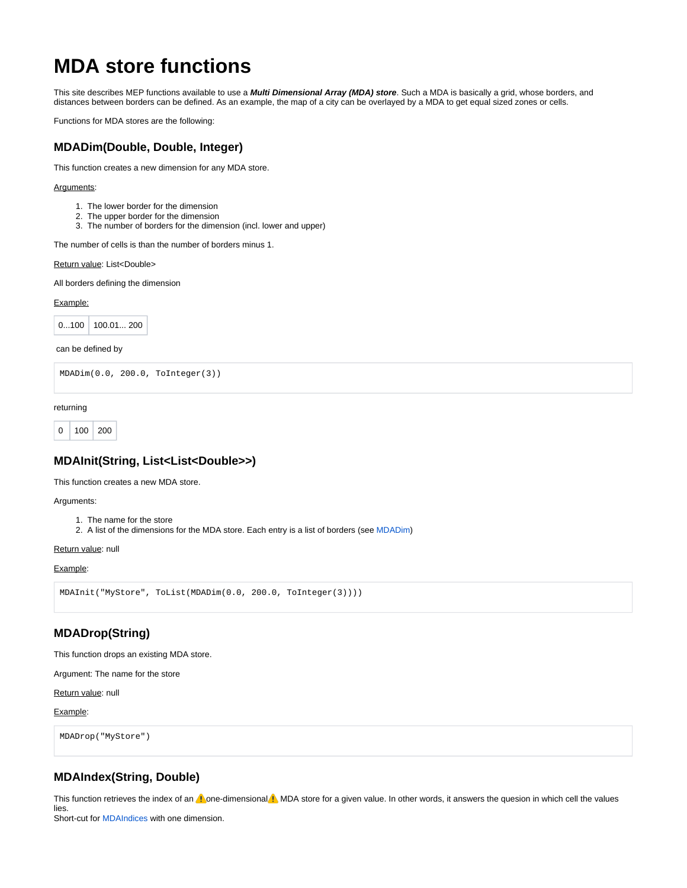# MDA store functions

This site describes MEP functions available to use a ***Multi Dimensional Array (MDA) store***. Such a MDA is basically a grid, whose borders, and distances between borders can be defined. As an example, the map of a city can be overlayed by a MDA to get equal sized zones or cells.

Functions for MDA stores are the following:

## MDADim(Double, Double, Integer)

This function creates a new dimension for any MDA store.

Arguments:

1. The lower border for the dimension
2. The upper border for the dimension
3. The number of borders for the dimension (incl. lower and upper)

The number of cells is than the number of borders minus 1.

Return value: List<Double>

All borders defining the dimension

Example:

| 0...100 | 100.01... 200 |
|---|---|

can be defined by

```
MDADim(0.0, 200.0, ToInteger(3))
```

returning

| 0 | 100 | 200 |
|---|---|---|

## MDAInit(String, List<List<Double>>)

This function creates a new MDA store.

Arguments:

1. The name for the store
2. A list of the dimensions for the MDA store. Each entry is a list of borders (see MDADim)

Return value: null

Example:

```
MDAInit("MyStore", ToList(MDADim(0.0, 200.0, ToInteger(3))))
```

## MDADrop(String)

This function drops an existing MDA store.

Argument: The name for the store

Return value: null

Example:

```
MDADrop("MyStore")
```

## MDAIndex(String, Double)

This function retrieves the index of an ⚠️one-dimensional⚠️ MDA store for a given value. In other words, it answers the quesion in which cell the values lies.
Short-cut for MDAIndices with one dimension.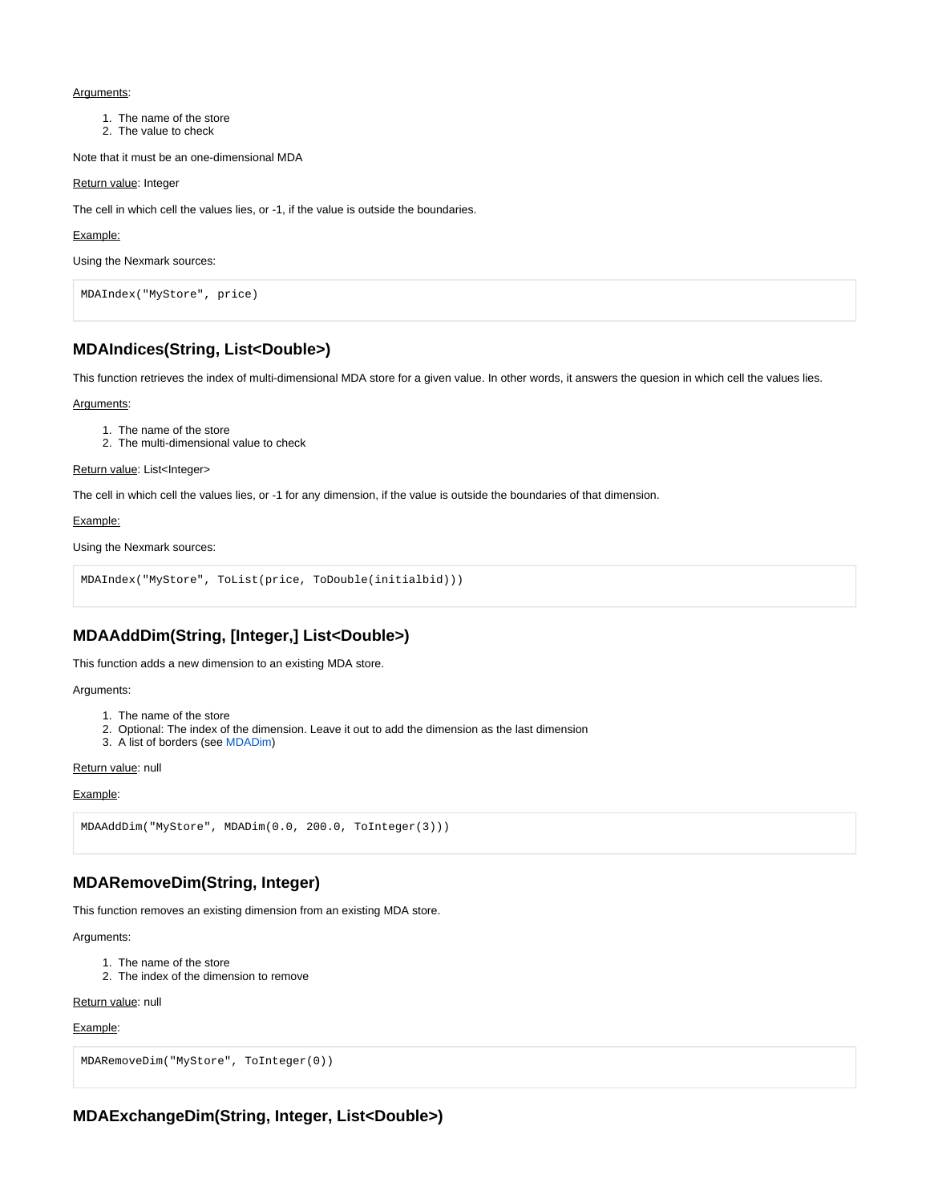Arguments:

1. The name of the store
2. The value to check

Note that it must be an one-dimensional MDA

Return value: Integer

The cell in which cell the values lies, or -1, if the value is outside the boundaries.

Example:

Using the Nexmark sources:

```
MDAIndex("MyStore", price)
```

### MDAIndices(String, List<Double>)

This function retrieves the index of multi-dimensional MDA store for a given value. In other words, it answers the quesion in which cell the values lies.

Arguments:

1. The name of the store
2. The multi-dimensional value to check

Return value: List<Integer>

The cell in which cell the values lies, or -1 for any dimension, if the value is outside the boundaries of that dimension.

Example:

Using the Nexmark sources:

```
MDAIndex("MyStore", ToList(price, ToDouble(initialbid)))
```

### MDAAddDim(String, [Integer,] List<Double>)

This function adds a new dimension to an existing MDA store.

Arguments:

1. The name of the store
2. Optional: The index of the dimension. Leave it out to add the dimension as the last dimension
3. A list of borders (see MDADim)

Return value: null

Example:

```
MDAAddDim("MyStore", MDADim(0.0, 200.0, ToInteger(3)))
```

### MDARemoveDim(String, Integer)

This function removes an existing dimension from an existing MDA store.

Arguments:

1. The name of the store
2. The index of the dimension to remove

Return value: null

Example:

```
MDARemoveDim("MyStore", ToInteger(0))
```

### MDAExchangeDim(String, Integer, List<Double>)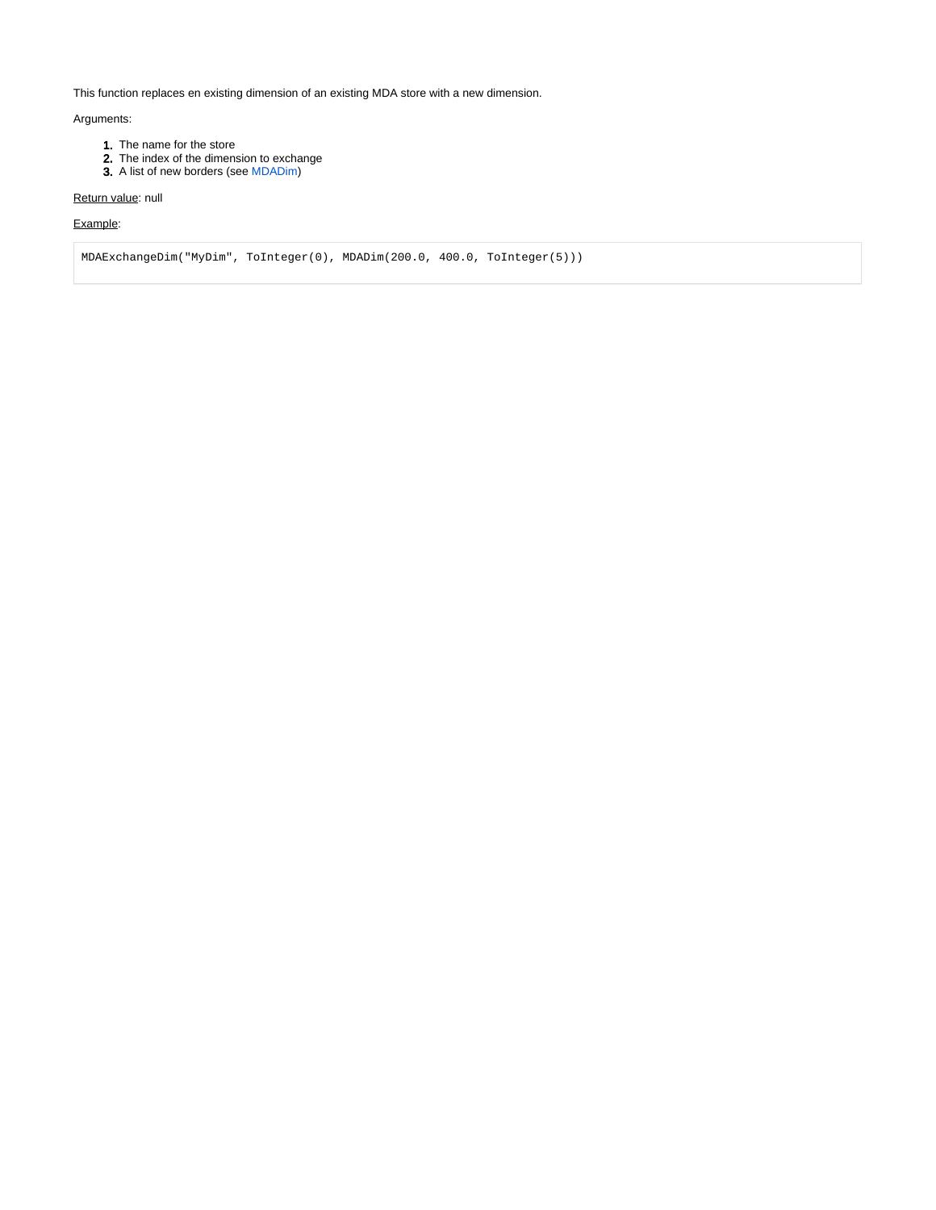This function replaces en existing dimension of an existing MDA store with a new dimension.

Arguments:

1. The name for the store
2. The index of the dimension to exchange
3. A list of new borders (see MDADim)

Return value: null

Example:

```
MDAExchangeDim("MyDim", ToInteger(0), MDADim(200.0, 400.0, ToInteger(5)))
```